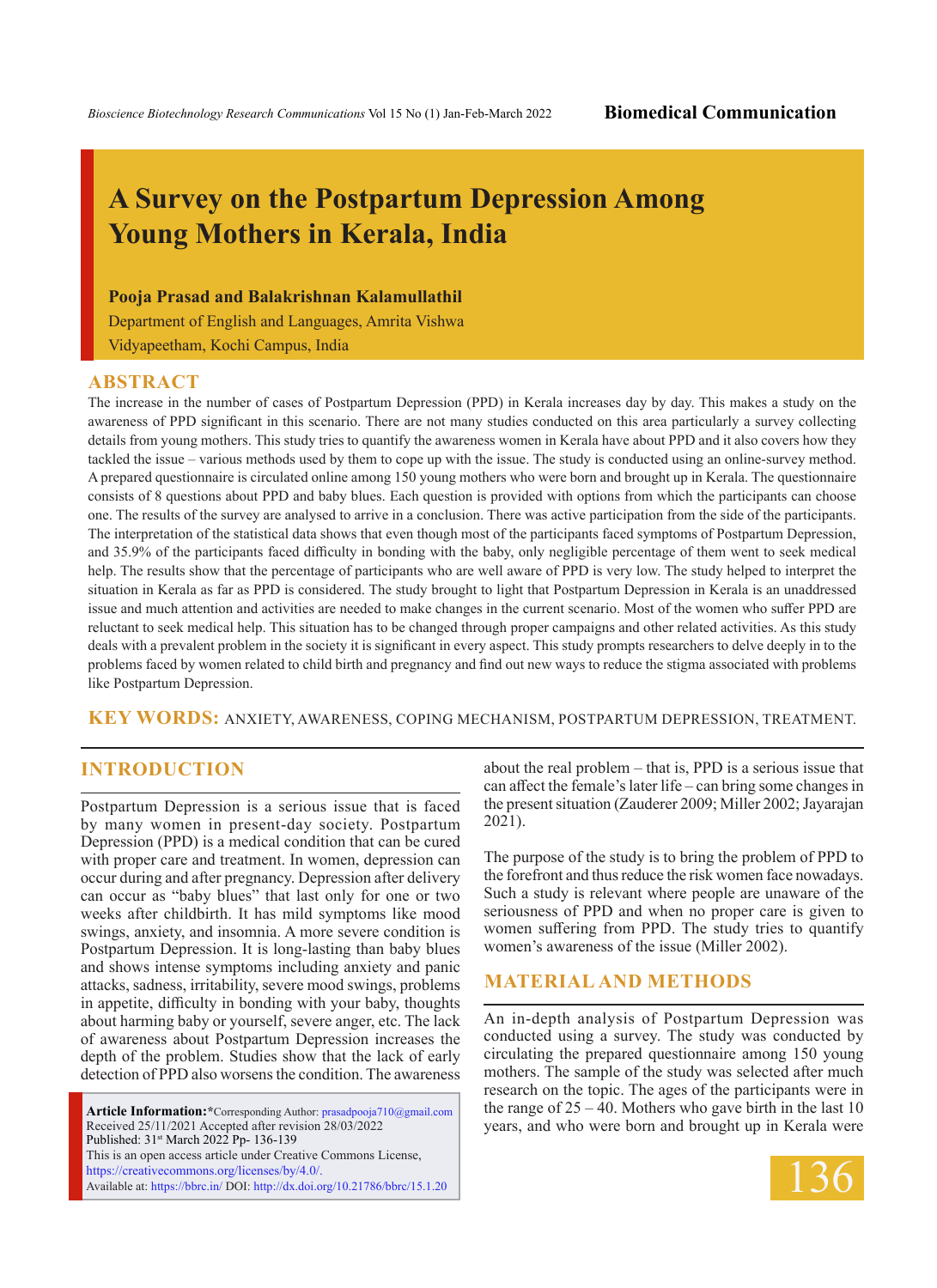Biomedical Communication

# A Survey on the Postpartum Depression Among Young Mothers in Kerala, India

**Pooja Prasad and Balakrishnan Kalamullathil**

Department of English and Languages, Amrita Vishwa Vidyapeetham, Kochi Campus, India

## ABSTRACT

The increase in the number of cases of Postpartum Depression (PPD) in Kerala increases day by day. This makes a study on the awareness of PPD significant in this scenario. There are not many studies conducted on this area particularly a survey collecting details from young mothers. This study tries to quantify the awareness women in Kerala have about PPD and it also covers how they tackled the issue – various methods used by them to cope up with the issue. The study is conducted using an online-survey method. A prepared questionnaire is circulated online among 150 young mothers who were born and brought up in Kerala. The questionnaire consists of 8 questions about PPD and baby blues. Each question is provided with options from which the participants can choose one. The results of the survey are analysed to arrive in a conclusion. There was active participation from the side of the participants. The interpretation of the statistical data shows that even though most of the participants faced symptoms of Postpartum Depression, and 35.9% of the participants faced difficulty in bonding with the baby, only negligible percentage of them went to seek medical help. The results show that the percentage of participants who are well aware of PPD is very low. The study helped to interpret the situation in Kerala as far as PPD is considered. The study brought to light that Postpartum Depression in Kerala is an unaddressed issue and much attention and activities are needed to make changes in the current scenario. Most of the women who suffer PPD are reluctant to seek medical help. This situation has to be changed through proper campaigns and other related activities. As this study deals with a prevalent problem in the society it is significant in every aspect. This study prompts researchers to delve deeply in to the problems faced by women related to child birth and pregnancy and find out new ways to reduce the stigma associated with problems like Postpartum Depression.

**KEY WORDS:** ANXIETY, AWARENESS, COPING MECHANISM, POSTPARTUM DEPRESSION, TREATMENT.

## INTRODUCTION

Postpartum Depression is a serious issue that is faced by many women in present-day society. Postpartum Depression (PPD) is a medical condition that can be cured with proper care and treatment. In women, depression can occur during and after pregnancy. Depression after delivery can occur as "baby blues" that last only for one or two weeks after childbirth. It has mild symptoms like mood swings, anxiety, and insomnia. A more severe condition is Postpartum Depression. It is long-lasting than baby blues and shows intense symptoms including anxiety and panic attacks, sadness, irritability, severe mood swings, problems in appetite, difficulty in bonding with your baby, thoughts about harming baby or yourself, severe anger, etc. The lack of awareness about Postpartum Depression increases the depth of the problem. Studies show that the lack of early detection of PPD also worsens the condition. The awareness about the real problem – that is, PPD is a serious issue that can affect the female's later life – can bring some changes in the present situation (Zauderer 2009; Miller 2002; Jayarajan 2021).

The purpose of the study is to bring the problem of PPD to the forefront and thus reduce the risk women face nowadays. Such a study is relevant where people are unaware of the seriousness of PPD and when no proper care is given to women suffering from PPD. The study tries to quantify women's awareness of the issue (Miller 2002).

## MATERIAL AND METHODS

An in-depth analysis of Postpartum Depression was conducted using a survey. The study was conducted by circulating the prepared questionnaire among 150 young mothers. The sample of the study was selected after much research on the topic. The ages of the participants were in the range of 25 – 40. Mothers who gave birth in the last 10 years, and who were born and brought up in Kerala were

**Article Information:***Corresponding Author: prasadpooja710@gmail.com
Received 25/11/2021 Accepted after revision 28/03/2022
Published: 31st March 2022 Pp- 136-139
This is an open access article under Creative Commons License, https://creativecommons.org/licenses/by/4.0/.
Available at: https://bbrc.in/ DOI: http://dx.doi.org/10.21786/bbrc/15.1.20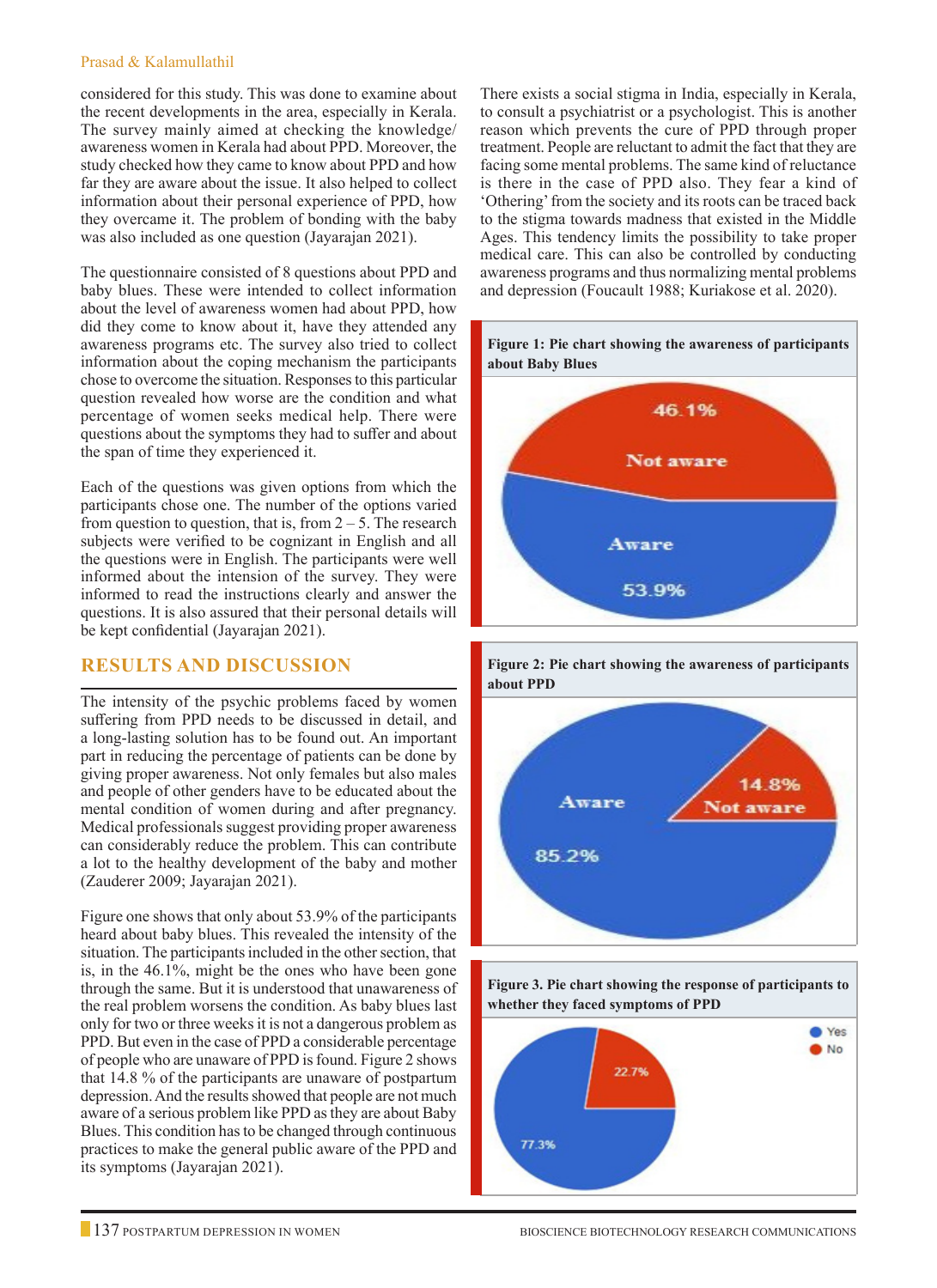considered for this study. This was done to examine about the recent developments in the area, especially in Kerala. The survey mainly aimed at checking the knowledge/awareness women in Kerala had about PPD. Moreover, the study checked how they came to know about PPD and how far they are aware about the issue. It also helped to collect information about their personal experience of PPD, how they overcame it. The problem of bonding with the baby was also included as one question (Jayarajan 2021).

The questionnaire consisted of 8 questions about PPD and baby blues. These were intended to collect information about the level of awareness women had about PPD, how did they come to know about it, have they attended any awareness programs etc. The survey also tried to collect information about the coping mechanism the participants chose to overcome the situation. Responses to this particular question revealed how worse are the condition and what percentage of women seeks medical help. There were questions about the symptoms they had to suffer and about the span of time they experienced it.

Each of the questions was given options from which the participants chose one. The number of the options varied from question to question, that is, from 2 – 5. The research subjects were verified to be cognizant in English and all the questions were in English. The participants were well informed about the intension of the survey. They were informed to read the instructions clearly and answer the questions. It is also assured that their personal details will be kept confidential (Jayarajan 2021).

## RESULTS AND DISCUSSION

The intensity of the psychic problems faced by women suffering from PPD needs to be discussed in detail, and a long-lasting solution has to be found out. An important part in reducing the percentage of patients can be done by giving proper awareness. Not only females but also males and people of other genders have to be educated about the mental condition of women during and after pregnancy. Medical professionals suggest providing proper awareness can considerably reduce the problem. This can contribute a lot to the healthy development of the baby and mother (Zauderer 2009; Jayarajan 2021).

Figure one shows that only about 53.9% of the participants heard about baby blues. This revealed the intensity of the situation. The participants included in the other section, that is, in the 46.1%, might be the ones who have been gone through the same. But it is understood that unawareness of the real problem worsens the condition. As baby blues last only for two or three weeks it is not a dangerous problem as PPD. But even in the case of PPD a considerable percentage of people who are unaware of PPD is found. Figure 2 shows that 14.8 % of the participants are unaware of postpartum depression. And the results showed that people are not much aware of a serious problem like PPD as they are about Baby Blues. This condition has to be changed through continuous practices to make the general public aware of the PPD and its symptoms (Jayarajan 2021).

There exists a social stigma in India, especially in Kerala, to consult a psychiatrist or a psychologist. This is another reason which prevents the cure of PPD through proper treatment. People are reluctant to admit the fact that they are facing some mental problems. The same kind of reluctance is there in the case of PPD also. They fear a kind of 'Othering' from the society and its roots can be traced back to the stigma towards madness that existed in the Middle Ages. This tendency limits the possibility to take proper medical care. This can also be controlled by conducting awareness programs and thus normalizing mental problems and depression (Foucault 1988; Kuriakose et al. 2020).

**Figure 1: Pie chart showing the awareness of participants about Baby Blues**

**Figure 2: Pie chart showing the awareness of participants about PPD**

**Figure 3. Pie chart showing the response of participants to whether they faced symptoms of PPD**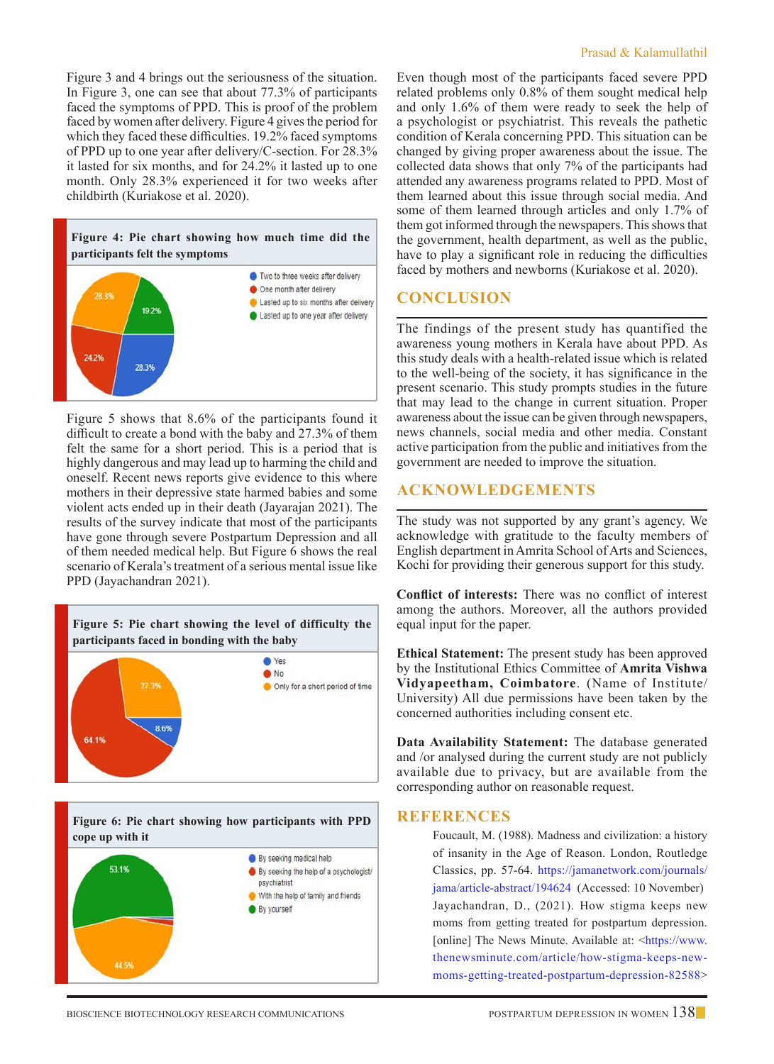Figure 3 and 4 brings out the seriousness of the situation. In Figure 3, one can see that about 77.3% of participants faced the symptoms of PPD. This is proof of the problem faced by women after delivery. Figure 4 gives the period for which they faced these difficulties. 19.2% faced symptoms of PPD up to one year after delivery/C-section. For 28.3% it lasted for six months, and for 24.2% it lasted up to one month. Only 28.3% experienced it for two weeks after childbirth (Kuriakose et al. 2020).

**Figure 4: Pie chart showing how much time did the participants felt the symptoms**

- Two to three weeks after delivery: 28.3%
- One month after delivery: 24.2%
- Lasted up to six months after delivery: 28.3%
- Lasted up to one year after delivery: 19.2%

Figure 5 shows that 8.6% of the participants found it difficult to create a bond with the baby and 27.3% of them felt the same for a short period. This is a period that is highly dangerous and may lead up to harming the child and oneself. Recent news reports give evidence to this where mothers in their depressive state harmed babies and some violent acts ended up in their death (Jayarajan 2021). The results of the survey indicate that most of the participants have gone through severe Postpartum Depression and all of them needed medical help. But Figure 6 shows the real scenario of Kerala's treatment of a serious mental issue like PPD (Jayachandran 2021).

**Figure 5: Pie chart showing the level of difficulty the participants faced in bonding with the baby**

- Yes: 8.6%
- No: 64.1%
- Only for a short period of time: 27.3%

**Figure 6: Pie chart showing how participants with PPD cope up with it**

- By seeking medical help
- By seeking the help of a psychologist/ psychiatrist
- With the help of family and friends: 44.5%
- By yourself: 53.1%

Even though most of the participants faced severe PPD related problems only 0.8% of them sought medical help and only 1.6% of them were ready to seek the help of a psychologist or psychiatrist. This reveals the pathetic condition of Kerala concerning PPD. This situation can be changed by giving proper awareness about the issue. The collected data shows that only 7% of the participants had attended any awareness programs related to PPD. Most of them learned about this issue through social media. And some of them learned through articles and only 1.7% of them got informed through the newspapers. This shows that the government, health department, as well as the public, have to play a significant role in reducing the difficulties faced by mothers and newborns (Kuriakose et al. 2020).

## CONCLUSION

The findings of the present study has quantified the awareness young mothers in Kerala have about PPD. As this study deals with a health-related issue which is related to the well-being of the society, it has significance in the present scenario. This study prompts studies in the future that may lead to the change in current situation. Proper awareness about the issue can be given through newspapers, news channels, social media and other media. Constant active participation from the public and initiatives from the government are needed to improve the situation.

## ACKNOWLEDGEMENTS

The study was not supported by any grant's agency. We acknowledge with gratitude to the faculty members of English department in Amrita School of Arts and Sciences, Kochi for providing their generous support for this study.

**Conflict of interests:** There was no conflict of interest among the authors. Moreover, all the authors provided equal input for the paper.

**Ethical Statement:** The present study has been approved by the Institutional Ethics Committee of **Amrita Vishwa Vidyapeetham, Coimbatore**. (Name of Institute/ University) All due permissions have been taken by the concerned authorities including consent etc.

**Data Availability Statement:** The database generated and /or analysed during the current study are not publicly available due to privacy, but are available from the corresponding author on reasonable request.

## REFERENCES

Foucault, M. (1988). Madness and civilization: a history of insanity in the Age of Reason. London, Routledge Classics, pp. 57-64. https://jamanetwork.com/journals/jama/article-abstract/194624 (Accessed: 10 November)

Jayachandran, D., (2021). How stigma keeps new moms from getting treated for postpartum depression. [online] The News Minute. Available at: <https://www.thenewsminute.com/article/how-stigma-keeps-new-moms-getting-treated-postpartum-depression-82588>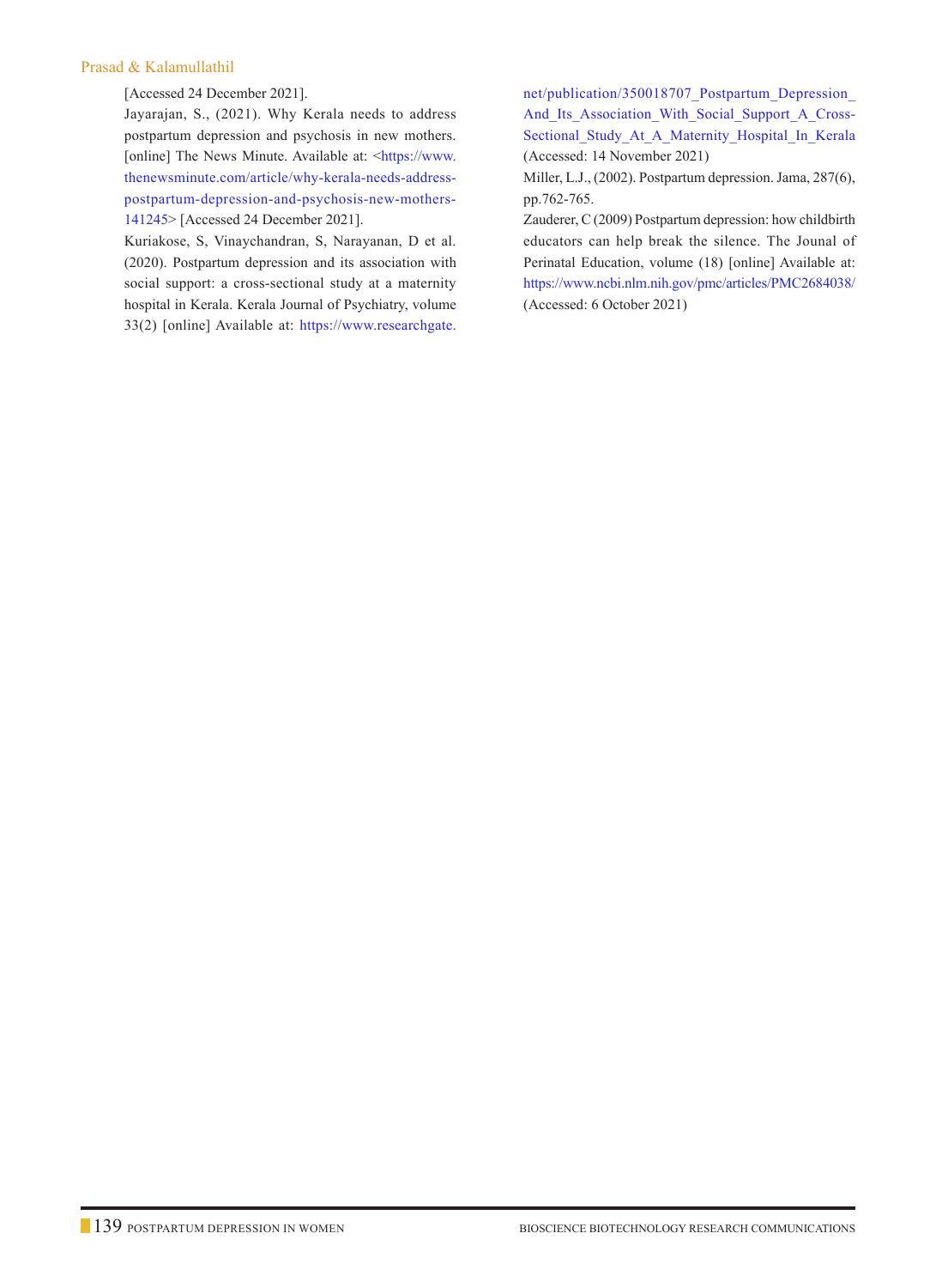[Accessed 24 December 2021].

Jayarajan, S., (2021). Why Kerala needs to address postpartum depression and psychosis in new mothers. [online] The News Minute. Available at: <https://www.thenewsminute.com/article/why-kerala-needs-address-postpartum-depression-and-psychosis-new-mothers-141245> [Accessed 24 December 2021].

Kuriakose, S, Vinaychandran, S, Narayanan, D et al. (2020). Postpartum depression and its association with social support: a cross-sectional study at a maternity hospital in Kerala. Kerala Journal of Psychiatry, volume 33(2) [online] Available at: https://www.researchgate.net/publication/350018707_Postpartum_Depression_And_Its_Association_With_Social_Support_A_Cross-Sectional_Study_At_A_Maternity_Hospital_In_Kerala (Accessed: 14 November 2021)

Miller, L.J., (2002). Postpartum depression. Jama, 287(6), pp.762-765.

Zauderer, C (2009) Postpartum depression: how childbirth educators can help break the silence. The Jounal of Perinatal Education, volume (18) [online] Available at: https://www.ncbi.nlm.nih.gov/pmc/articles/PMC2684038/ (Accessed: 6 October 2021)